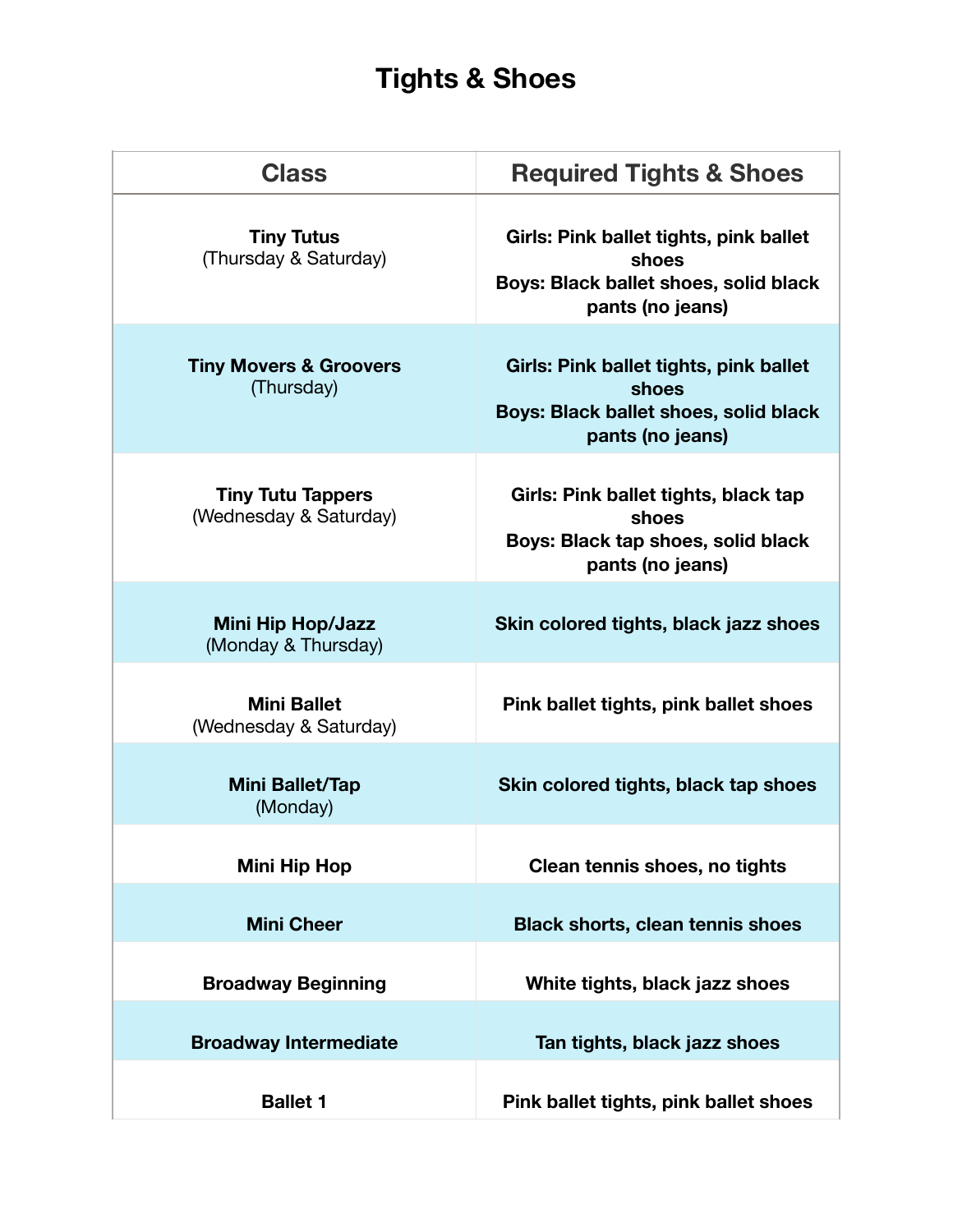# Tights & Shoes

| Class | Required Tights & Shoes |
|---|---|
| **Tiny Tutus** (Thursday & Saturday) | **Girls: Pink ballet tights, pink ballet shoes**<br>**Boys: Black ballet shoes, solid black pants (no jeans)** |
| **Tiny Movers & Groovers** (Thursday) | **Girls: Pink ballet tights, pink ballet shoes**<br>**Boys: Black ballet shoes, solid black pants (no jeans)** |
| **Tiny Tutu Tappers** (Wednesday & Saturday) | **Girls: Pink ballet tights, black tap shoes**<br>**Boys: Black tap shoes, solid black pants (no jeans)** |
| **Mini Hip Hop/Jazz** (Monday & Thursday) | **Skin colored tights, black jazz shoes** |
| **Mini Ballet** (Wednesday & Saturday) | **Pink ballet tights, pink ballet shoes** |
| **Mini Ballet/Tap** (Monday) | **Skin colored tights, black tap shoes** |
| **Mini Hip Hop** | **Clean tennis shoes, no tights** |
| **Mini Cheer** | **Black shorts, clean tennis shoes** |
| **Broadway Beginning** | **White tights, black jazz shoes** |
| **Broadway Intermediate** | **Tan tights, black jazz shoes** |
| **Ballet 1** | **Pink ballet tights, pink ballet shoes** |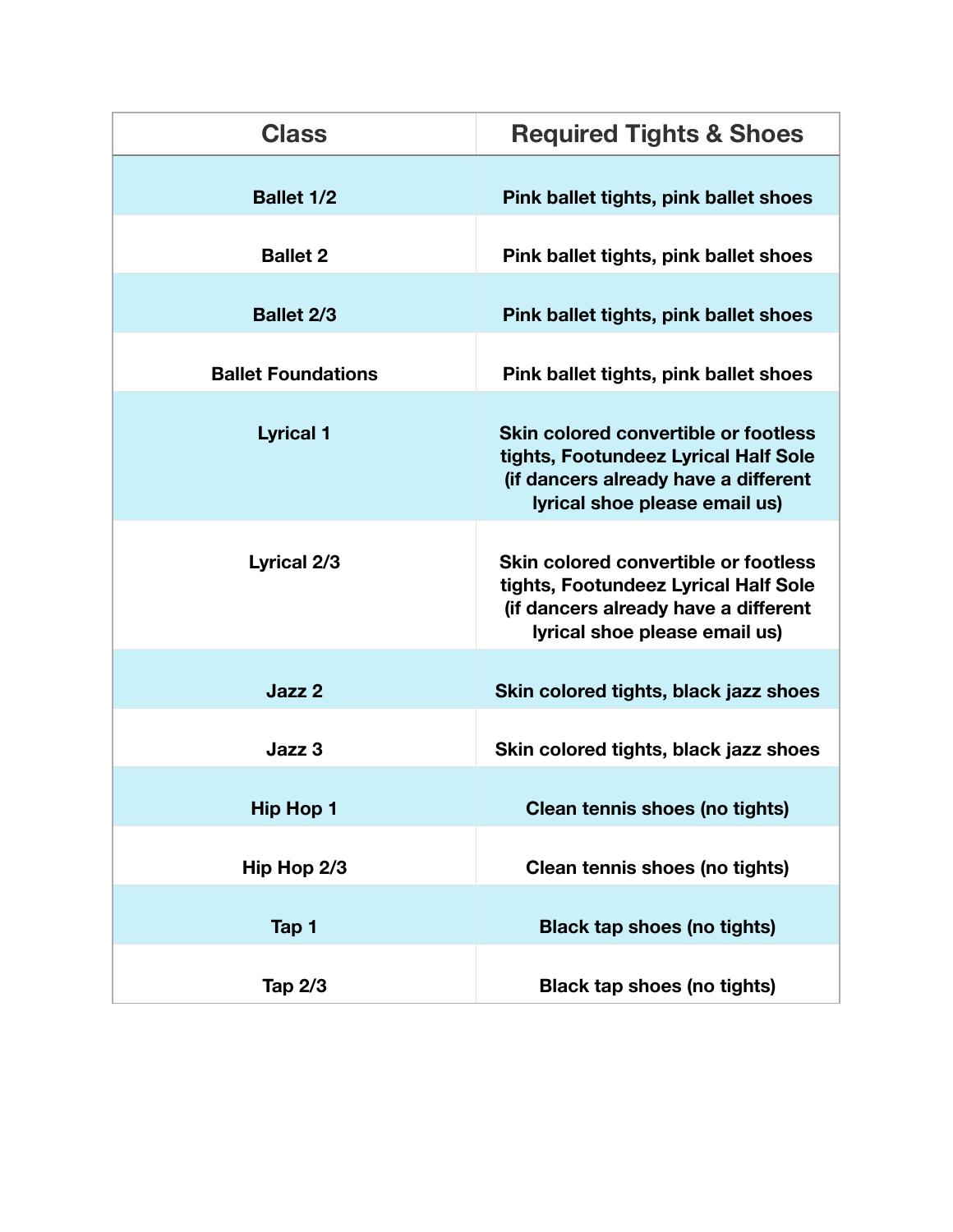| Class | Required Tights & Shoes |
| --- | --- |
| **Ballet 1/2** | **Pink ballet tights, pink ballet shoes** |
| **Ballet 2** | **Pink ballet tights, pink ballet shoes** |
| **Ballet 2/3** | **Pink ballet tights, pink ballet shoes** |
| **Ballet Foundations** | **Pink ballet tights, pink ballet shoes** |
| **Lyrical 1** | **Skin colored convertible or footless tights, Footundeez Lyrical Half Sole (if dancers already have a different lyrical shoe please email us)** |
| **Lyrical 2/3** | **Skin colored convertible or footless tights, Footundeez Lyrical Half Sole (if dancers already have a different lyrical shoe please email us)** |
| **Jazz 2** | **Skin colored tights, black jazz shoes** |
| **Jazz 3** | **Skin colored tights, black jazz shoes** |
| **Hip Hop 1** | **Clean tennis shoes (no tights)** |
| **Hip Hop 2/3** | **Clean tennis shoes (no tights)** |
| **Tap 1** | **Black tap shoes (no tights)** |
| **Tap 2/3** | **Black tap shoes (no tights)** |